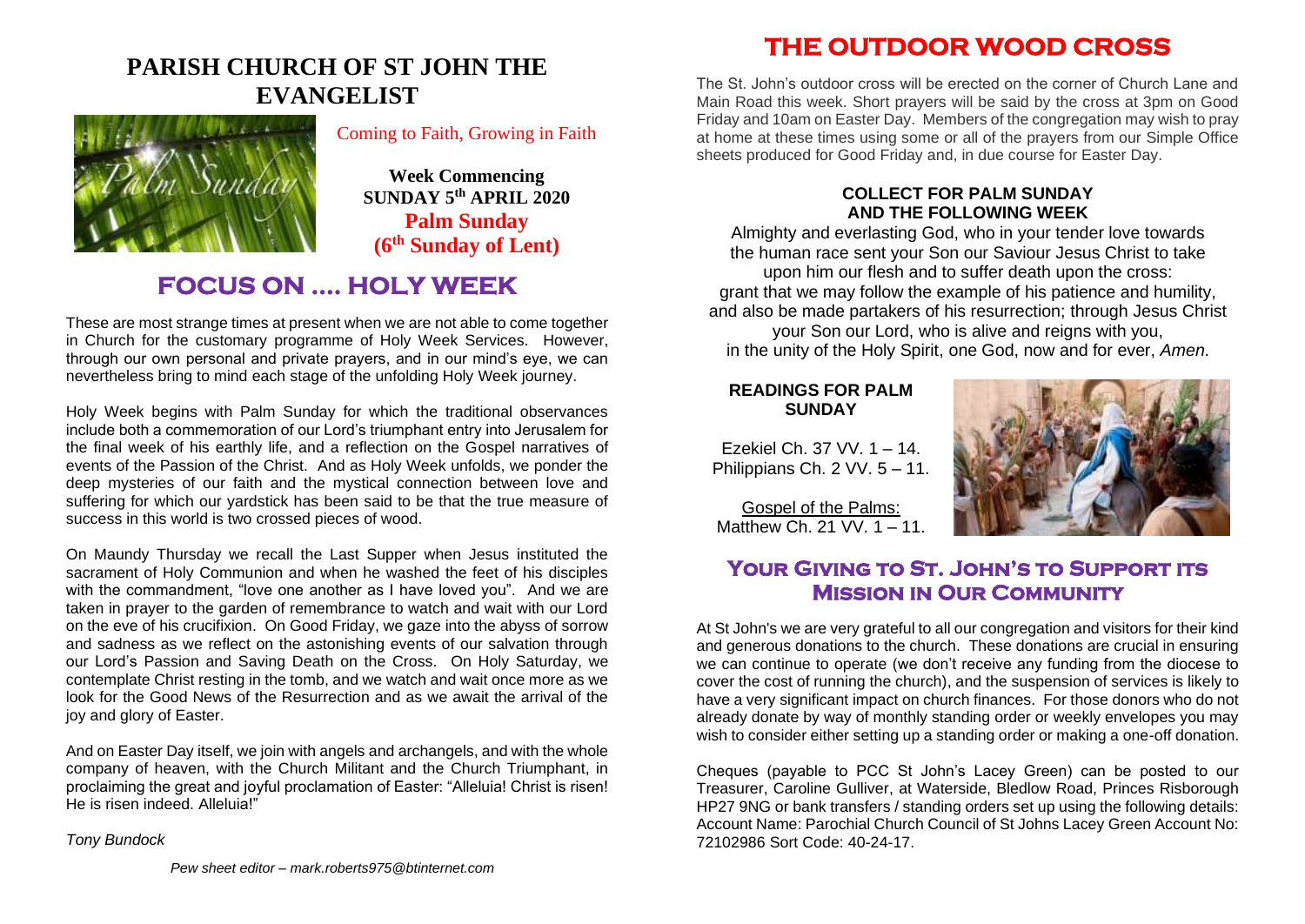# PARISH CHURCH OF ST JOHN THE EVANGELIST

Coming to Faith, Growing in Faith

**Week Commencing**
**SUNDAY 5th APRIL 2020**
**Palm Sunday**
**(6th Sunday of Lent)**

## FOCUS ON .... HOLY WEEK

These are most strange times at present when we are not able to come together in Church for the customary programme of Holy Week Services. However, through our own personal and private prayers, and in our mind's eye, we can nevertheless bring to mind each stage of the unfolding Holy Week journey.

Holy Week begins with Palm Sunday for which the traditional observances include both a commemoration of our Lord's triumphant entry into Jerusalem for the final week of his earthly life, and a reflection on the Gospel narratives of events of the Passion of the Christ. And as Holy Week unfolds, we ponder the deep mysteries of our faith and the mystical connection between love and suffering for which our yardstick has been said to be that the true measure of success in this world is two crossed pieces of wood.

On Maundy Thursday we recall the Last Supper when Jesus instituted the sacrament of Holy Communion and when he washed the feet of his disciples with the commandment, "love one another as I have loved you". And we are taken in prayer to the garden of remembrance to watch and wait with our Lord on the eve of his crucifixion. On Good Friday, we gaze into the abyss of sorrow and sadness as we reflect on the astonishing events of our salvation through our Lord's Passion and Saving Death on the Cross. On Holy Saturday, we contemplate Christ resting in the tomb, and we watch and wait once more as we look for the Good News of the Resurrection and as we await the arrival of the joy and glory of Easter.

And on Easter Day itself, we join with angels and archangels, and with the whole company of heaven, with the Church Militant and the Church Triumphant, in proclaiming the great and joyful proclamation of Easter: "Alleluia! Christ is risen! He is risen indeed. Alleluia!"

*Tony Bundock*

*Pew sheet editor – mark.roberts975@btinternet.com*

## THE OUTDOOR WOOD CROSS

The St. John's outdoor cross will be erected on the corner of Church Lane and Main Road this week. Short prayers will be said by the cross at 3pm on Good Friday and 10am on Easter Day. Members of the congregation may wish to pray at home at these times using some or all of the prayers from our Simple Office sheets produced for Good Friday and, in due course for Easter Day.

### COLLECT FOR PALM SUNDAY AND THE FOLLOWING WEEK

Almighty and everlasting God, who in your tender love towards the human race sent your Son our Saviour Jesus Christ to take upon him our flesh and to suffer death upon the cross: grant that we may follow the example of his patience and humility, and also be made partakers of his resurrection; through Jesus Christ your Son our Lord, who is alive and reigns with you, in the unity of the Holy Spirit, one God, now and for ever, *Amen.*

### READINGS FOR PALM SUNDAY

Ezekiel Ch. 37 VV. 1 – 14.
Philippians Ch. 2 VV. 5 – 11.

Gospel of the Palms:
Matthew Ch. 21 VV. 1 – 11.

## Your Giving to St. John's to Support its Mission in Our Community

At St John's we are very grateful to all our congregation and visitors for their kind and generous donations to the church. These donations are crucial in ensuring we can continue to operate (we don't receive any funding from the diocese to cover the cost of running the church), and the suspension of services is likely to have a very significant impact on church finances. For those donors who do not already donate by way of monthly standing order or weekly envelopes you may wish to consider either setting up a standing order or making a one-off donation.

Cheques (payable to PCC St John's Lacey Green) can be posted to our Treasurer, Caroline Gulliver, at Waterside, Bledlow Road, Princes Risborough HP27 9NG or bank transfers / standing orders set up using the following details: Account Name: Parochial Church Council of St Johns Lacey Green Account No: 72102986 Sort Code: 40-24-17.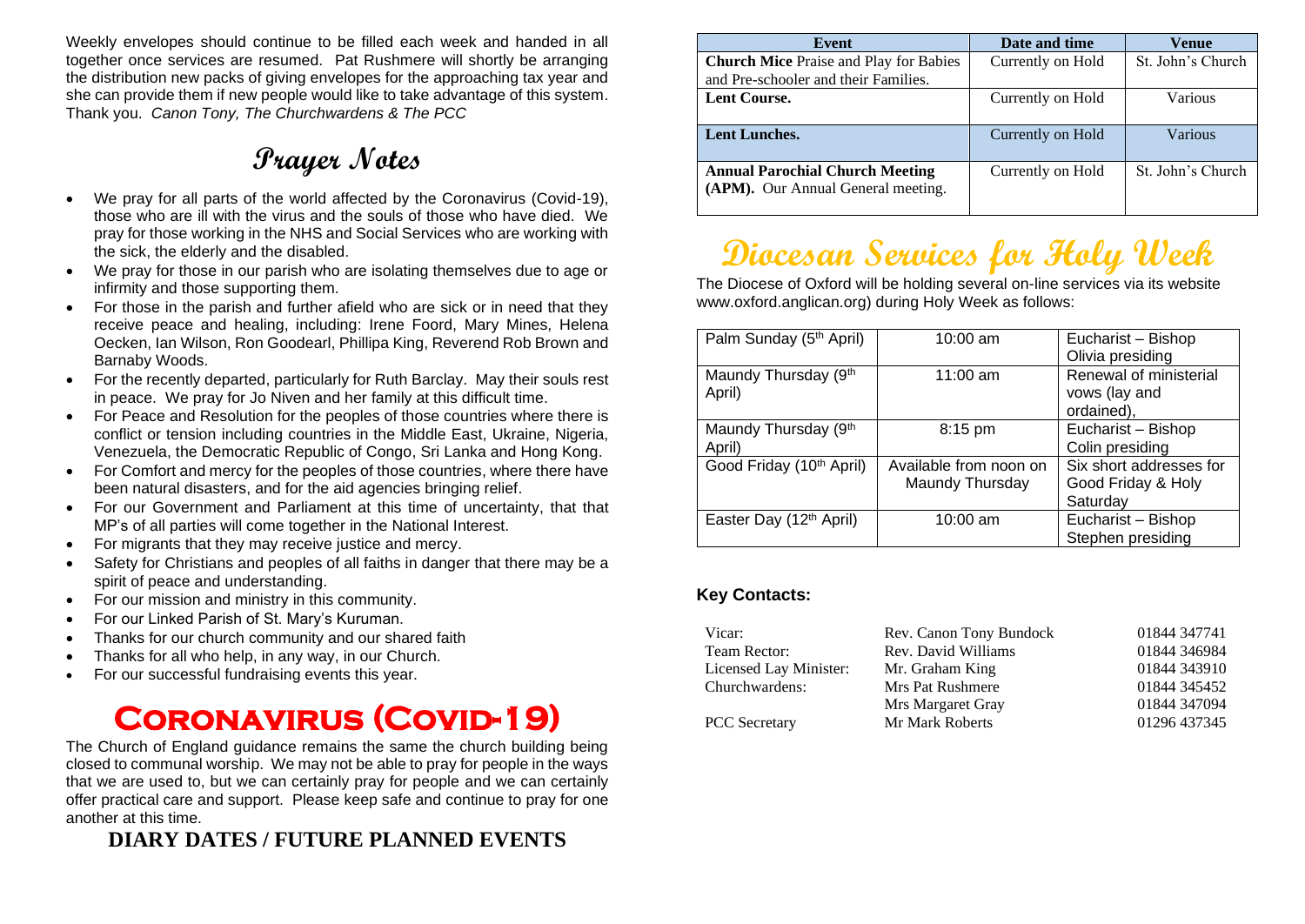Weekly envelopes should continue to be filled each week and handed in all together once services are resumed. Pat Rushmere will shortly be arranging the distribution new packs of giving envelopes for the approaching tax year and she can provide them if new people would like to take advantage of this system. Thank you. *Canon Tony, The Churchwardens & The PCC*

# Prayer Notes

- We pray for all parts of the world affected by the Coronavirus (Covid-19), those who are ill with the virus and the souls of those who have died. We pray for those working in the NHS and Social Services who are working with the sick, the elderly and the disabled.
- We pray for those in our parish who are isolating themselves due to age or infirmity and those supporting them.
- For those in the parish and further afield who are sick or in need that they receive peace and healing, including: Irene Foord, Mary Mines, Helena Oecken, Ian Wilson, Ron Goodearl, Phillipa King, Reverend Rob Brown and Barnaby Woods.
- For the recently departed, particularly for Ruth Barclay. May their souls rest in peace. We pray for Jo Niven and her family at this difficult time.
- For Peace and Resolution for the peoples of those countries where there is conflict or tension including countries in the Middle East, Ukraine, Nigeria, Venezuela, the Democratic Republic of Congo, Sri Lanka and Hong Kong.
- For Comfort and mercy for the peoples of those countries, where there have been natural disasters, and for the aid agencies bringing relief.
- For our Government and Parliament at this time of uncertainty, that that MP's of all parties will come together in the National Interest.
- For migrants that they may receive justice and mercy.
- Safety for Christians and peoples of all faiths in danger that there may be a spirit of peace and understanding.
- For our mission and ministry in this community.
- For our Linked Parish of St. Mary's Kuruman.
- Thanks for our church community and our shared faith
- Thanks for all who help, in any way, in our Church.
- For our successful fundraising events this year.

# Coronavirus (Covid-19)

The Church of England guidance remains the same the church building being closed to communal worship. We may not be able to pray for people in the ways that we are used to, but we can certainly pray for people and we can certainly offer practical care and support. Please keep safe and continue to pray for one another at this time.

## DIARY DATES / FUTURE PLANNED EVENTS

| Event | Date and time | Venue |
|---|---|---|
| **Church Mice** Praise and Play for Babies and Pre-schooler and their Families. | Currently on Hold | St. John's Church |
| **Lent Course.** | Currently on Hold | Various |
| **Lent Lunches.** | Currently on Hold | Various |
| **Annual Parochial Church Meeting (APM).** Our Annual General meeting. | Currently on Hold | St. John's Church |

# Diocesan Services for Holy Week

The Diocese of Oxford will be holding several on-line services via its website www.oxford.anglican.org) during Holy Week as follows:

| | | |
|---|---|---|
| Palm Sunday (5th April) | 10:00 am | Eucharist – Bishop Olivia presiding |
| Maundy Thursday (9th April) | 11:00 am | Renewal of ministerial vows (lay and ordained), |
| Maundy Thursday (9th April) | 8:15 pm | Eucharist – Bishop Colin presiding |
| Good Friday (10th April) | Available from noon on Maundy Thursday | Six short addresses for Good Friday & Holy Saturday |
| Easter Day (12th April) | 10:00 am | Eucharist – Bishop Stephen presiding |

### Key Contacts:

| | | |
|---|---|---|
| Vicar: | Rev. Canon Tony Bundock | 01844 347741 |
| Team Rector: | Rev. David Williams | 01844 346984 |
| Licensed Lay Minister: | Mr. Graham King | 01844 343910 |
| Churchwardens: | Mrs Pat Rushmere | 01844 345452 |
| | Mrs Margaret Gray | 01844 347094 |
| PCC Secretary | Mr Mark Roberts | 01296 437345 |